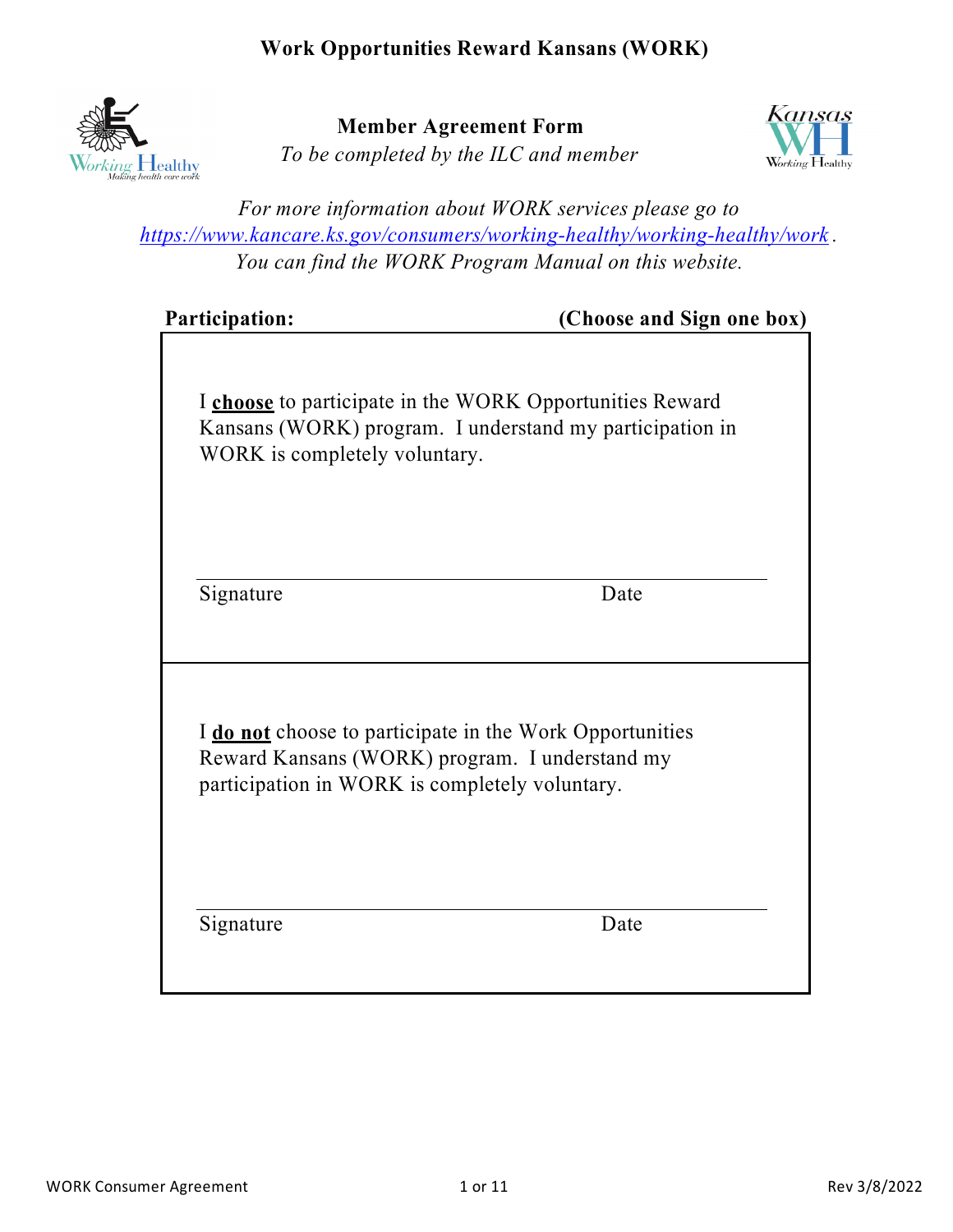# Work Opportunities Reward Kansans (WORK)

## Member Agreement Form

*To be completed by the ILC and member*

*For more information about WORK services please go to* *https://www.kancare.ks.gov/consumers/working-healthy/working-healthy/work*. *You can find the WORK Program Manual on this website.*

**Participation:** **(Choose and Sign one box)**

I **choose** to participate in the WORK Opportunities Reward Kansans (WORK) program. I understand my participation in WORK is completely voluntary.

Signature ____________________ Date ____________

I **do not** choose to participate in the Work Opportunities Reward Kansans (WORK) program. I understand my participation in WORK is completely voluntary.

Signature ____________________ Date ____________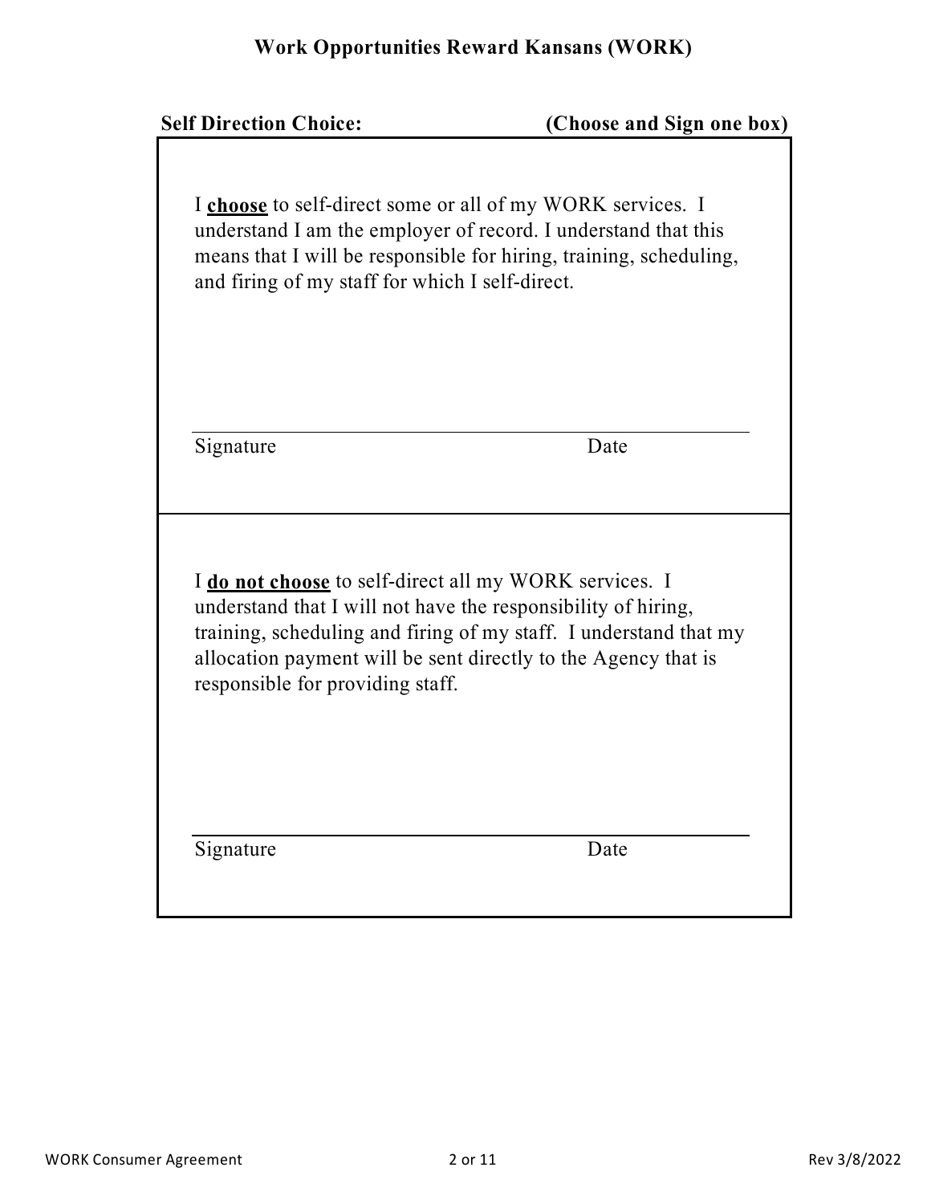# Work Opportunities Reward Kansans (WORK)

**Self Direction Choice:** **(Choose and Sign one box)**

I **choose** to self-direct some or all of my WORK services. I understand I am the employer of record. I understand that this means that I will be responsible for hiring, training, scheduling, and firing of my staff for which I self-direct.

______________________________________________

Signature Date

I **do not choose** to self-direct all my WORK services. I understand that I will not have the responsibility of hiring, training, scheduling and firing of my staff. I understand that my allocation payment will be sent directly to the Agency that is responsible for providing staff.

______________________________________________

Signature Date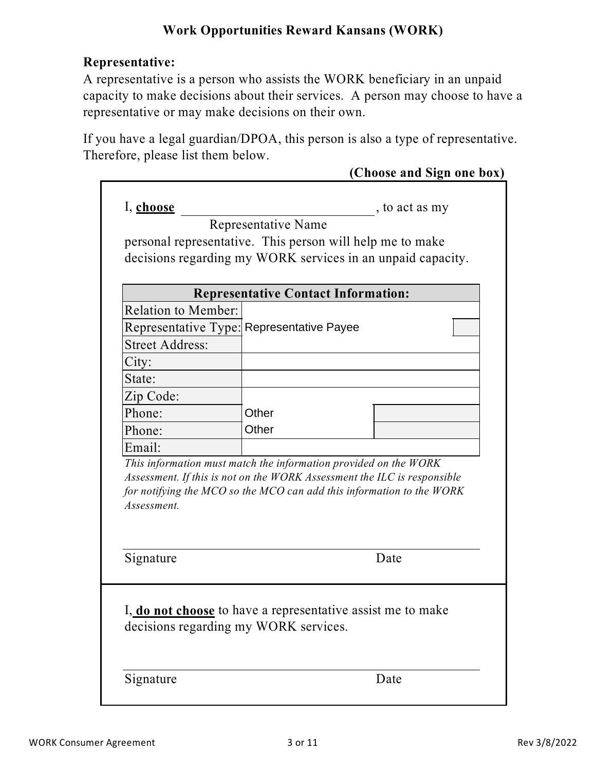**Work Opportunities Reward Kansans (WORK)**

**Representative:**

A representative is a person who assists the WORK beneficiary in an unpaid capacity to make decisions about their services. A person may choose to have a representative or may make decisions on their own.

If you have a legal guardian/DPOA, this person is also a type of representative. Therefore, please list them below.

**(Choose and Sign one box)**

I, **choose** ______________________________, to act as my
Representative Name
personal representative. This person will help me to make decisions regarding my WORK services in an unpaid capacity.

| Representative Contact Information: | | |
|---|---|---|
| Relation to Member: | | |
| Representative Type: | Representative Payee | |
| Street Address: | | |
| City: | | |
| State: | | |
| Zip Code: | | |
| Phone: | Other | |
| Phone: | Other | |
| Email: | | |

*This information must match the information provided on the WORK Assessment. If this is not on the WORK Assessment the ILC is responsible for notifying the MCO so the MCO can add this information to the WORK Assessment.*

______________________________________________
Signature Date

I, **do not choose** to have a representative assist me to make decisions regarding my WORK services.

______________________________________________
Signature Date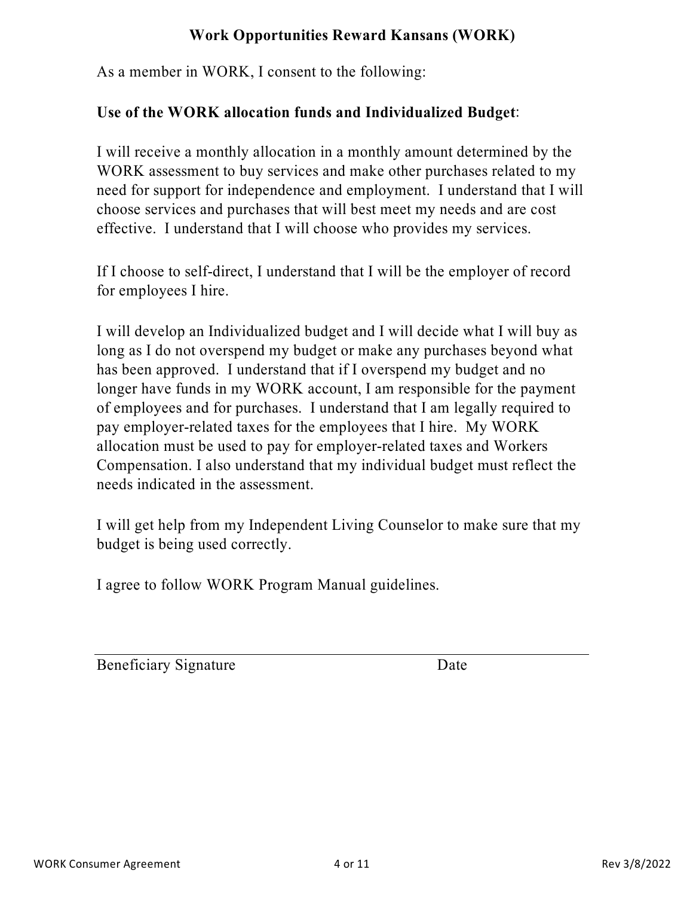## Work Opportunities Reward Kansans (WORK)

As a member in WORK, I consent to the following:

**Use of the WORK allocation funds and Individualized Budget**:

I will receive a monthly allocation in a monthly amount determined by the WORK assessment to buy services and make other purchases related to my need for support for independence and employment. I understand that I will choose services and purchases that will best meet my needs and are cost effective. I understand that I will choose who provides my services.

If I choose to self-direct, I understand that I will be the employer of record for employees I hire.

I will develop an Individualized budget and I will decide what I will buy as long as I do not overspend my budget or make any purchases beyond what has been approved. I understand that if I overspend my budget and no longer have funds in my WORK account, I am responsible for the payment of employees and for purchases. I understand that I am legally required to pay employer-related taxes for the employees that I hire. My WORK allocation must be used to pay for employer-related taxes and Workers Compensation. I also understand that my individual budget must reflect the needs indicated in the assessment.

I will get help from my Independent Living Counselor to make sure that my budget is being used correctly.

I agree to follow WORK Program Manual guidelines.

______________________________________________________

Beneficiary Signature Date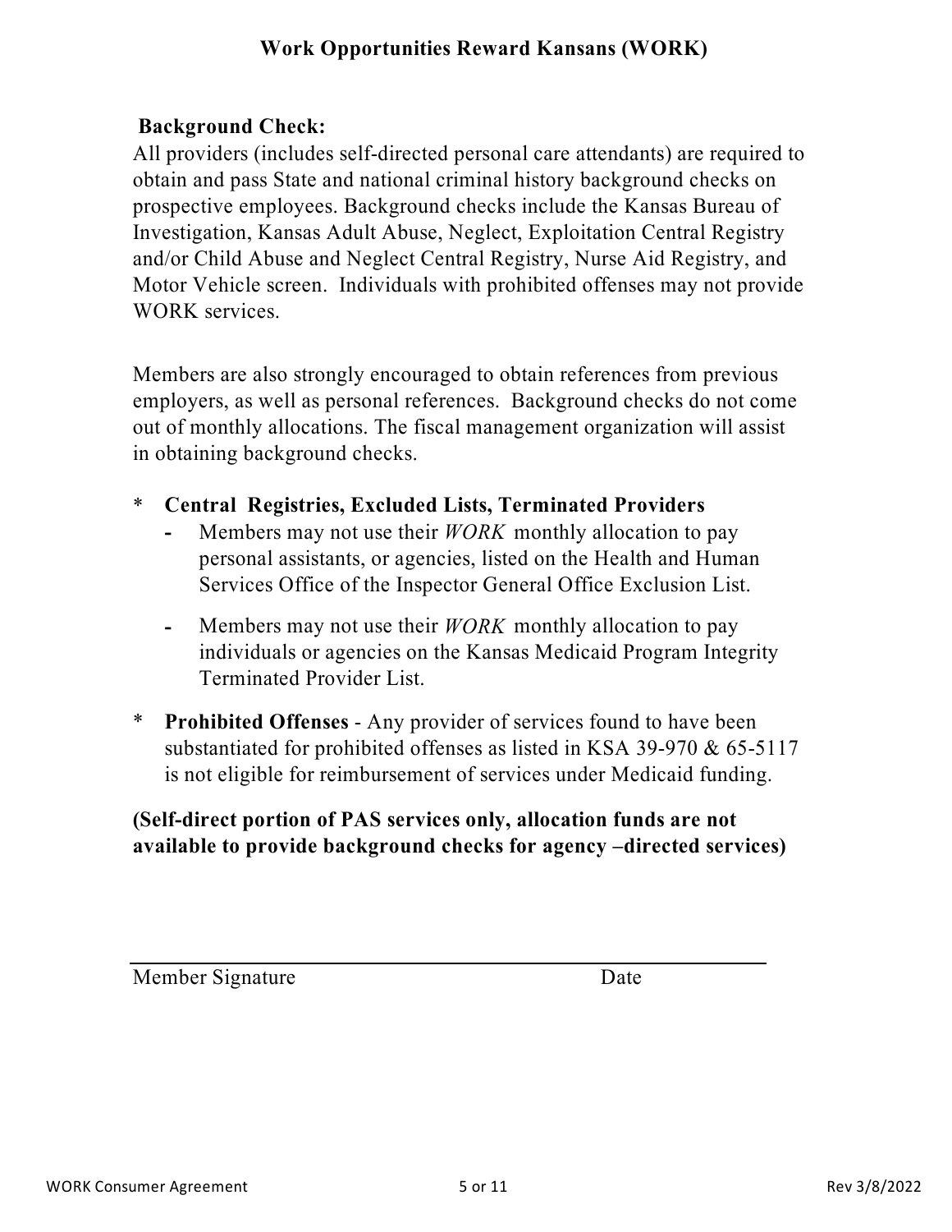**Background Check:**

All providers (includes self-directed personal care attendants) are required to obtain and pass State and national criminal history background checks on prospective employees. Background checks include the Kansas Bureau of Investigation, Kansas Adult Abuse, Neglect, Exploitation Central Registry and/or Child Abuse and Neglect Central Registry, Nurse Aid Registry, and Motor Vehicle screen. Individuals with prohibited offenses may not provide WORK services.

Members are also strongly encouraged to obtain references from previous employers, as well as personal references. Background checks do not come out of monthly allocations. The fiscal management organization will assist in obtaining background checks.

* **Central Registries, Excluded Lists, Terminated Providers**
  - Members may not use their *WORK* monthly allocation to pay personal assistants, or agencies, listed on the Health and Human Services Office of the Inspector General Office Exclusion List.
  - Members may not use their *WORK* monthly allocation to pay individuals or agencies on the Kansas Medicaid Program Integrity Terminated Provider List.
* **Prohibited Offenses** - Any provider of services found to have been substantiated for prohibited offenses as listed in KSA 39-970 & 65-5117 is not eligible for reimbursement of services under Medicaid funding.

**(Self-direct portion of PAS services only, allocation funds are not available to provide background checks for agency –directed services)**

Member Signature Date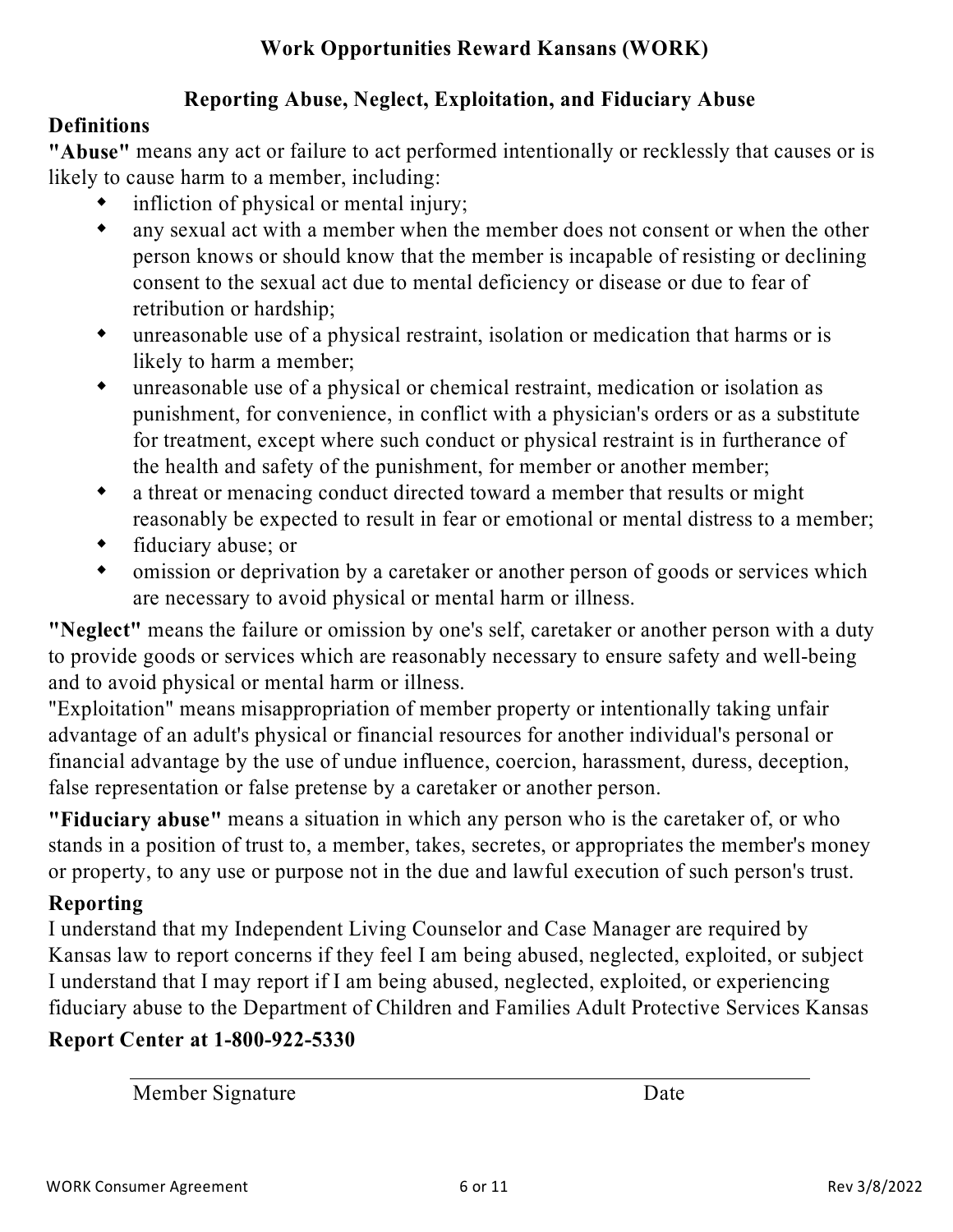# Work Opportunities Reward Kansans (WORK)

## Reporting Abuse, Neglect, Exploitation, and Fiduciary Abuse

### Definitions

**"Abuse"** means any act or failure to act performed intentionally or recklessly that causes or is likely to cause harm to a member, including:

- infliction of physical or mental injury;
- any sexual act with a member when the member does not consent or when the other person knows or should know that the member is incapable of resisting or declining consent to the sexual act due to mental deficiency or disease or due to fear of retribution or hardship;
- unreasonable use of a physical restraint, isolation or medication that harms or is likely to harm a member;
- unreasonable use of a physical or chemical restraint, medication or isolation as punishment, for convenience, in conflict with a physician's orders or as a substitute for treatment, except where such conduct or physical restraint is in furtherance of the health and safety of the punishment, for member or another member;
- a threat or menacing conduct directed toward a member that results or might reasonably be expected to result in fear or emotional or mental distress to a member;
- fiduciary abuse; or
- omission or deprivation by a caretaker or another person of goods or services which are necessary to avoid physical or mental harm or illness.

**"Neglect"** means the failure or omission by one's self, caretaker or another person with a duty to provide goods or services which are reasonably necessary to ensure safety and well-being and to avoid physical or mental harm or illness.

"Exploitation" means misappropriation of member property or intentionally taking unfair advantage of an adult's physical or financial resources for another individual's personal or financial advantage by the use of undue influence, coercion, harassment, duress, deception, false representation or false pretense by a caretaker or another person.

**"Fiduciary abuse"** means a situation in which any person who is the caretaker of, or who stands in a position of trust to, a member, takes, secretes, or appropriates the member's money or property, to any use or purpose not in the due and lawful execution of such person's trust.

### Reporting

I understand that my Independent Living Counselor and Case Manager are required by Kansas law to report concerns if they feel I am being abused, neglected, exploited, or subject I understand that I may report if I am being abused, neglected, exploited, or experiencing fiduciary abuse to the Department of Children and Families Adult Protective Services Kansas

**Report Center at 1-800-922-5330**

Member Signature Date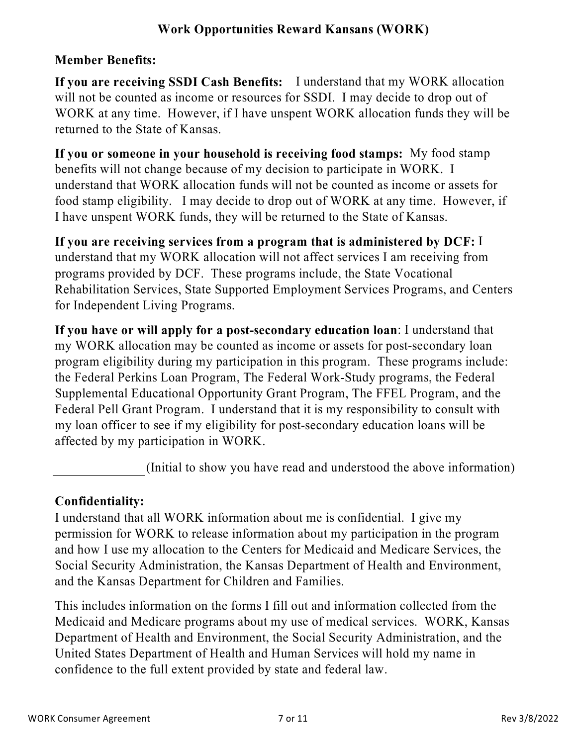## Work Opportunities Reward Kansans (WORK)

### Member Benefits:

**If you are receiving SSDI Cash Benefits:** I understand that my WORK allocation will not be counted as income or resources for SSDI. I may decide to drop out of WORK at any time. However, if I have unspent WORK allocation funds they will be returned to the State of Kansas.

**If you or someone in your household is receiving food stamps:** My food stamp benefits will not change because of my decision to participate in WORK. I understand that WORK allocation funds will not be counted as income or assets for food stamp eligibility. I may decide to drop out of WORK at any time. However, if I have unspent WORK funds, they will be returned to the State of Kansas.

**If you are receiving services from a program that is administered by DCF:** I understand that my WORK allocation will not affect services I am receiving from programs provided by DCF. These programs include, the State Vocational Rehabilitation Services, State Supported Employment Services Programs, and Centers for Independent Living Programs.

**If you have or will apply for a post-secondary education loan**: I understand that my WORK allocation may be counted as income or assets for post-secondary loan program eligibility during my participation in this program. These programs include: the Federal Perkins Loan Program, The Federal Work-Study programs, the Federal Supplemental Educational Opportunity Grant Program, The FFEL Program, and the Federal Pell Grant Program. I understand that it is my responsibility to consult with my loan officer to see if my eligibility for post-secondary education loans will be affected by my participation in WORK.

______________ (Initial to show you have read and understood the above information)

### Confidentiality:

I understand that all WORK information about me is confidential. I give my permission for WORK to release information about my participation in the program and how I use my allocation to the Centers for Medicaid and Medicare Services, the Social Security Administration, the Kansas Department of Health and Environment, and the Kansas Department for Children and Families.

This includes information on the forms I fill out and information collected from the Medicaid and Medicare programs about my use of medical services. WORK, Kansas Department of Health and Environment, the Social Security Administration, and the United States Department of Health and Human Services will hold my name in confidence to the full extent provided by state and federal law.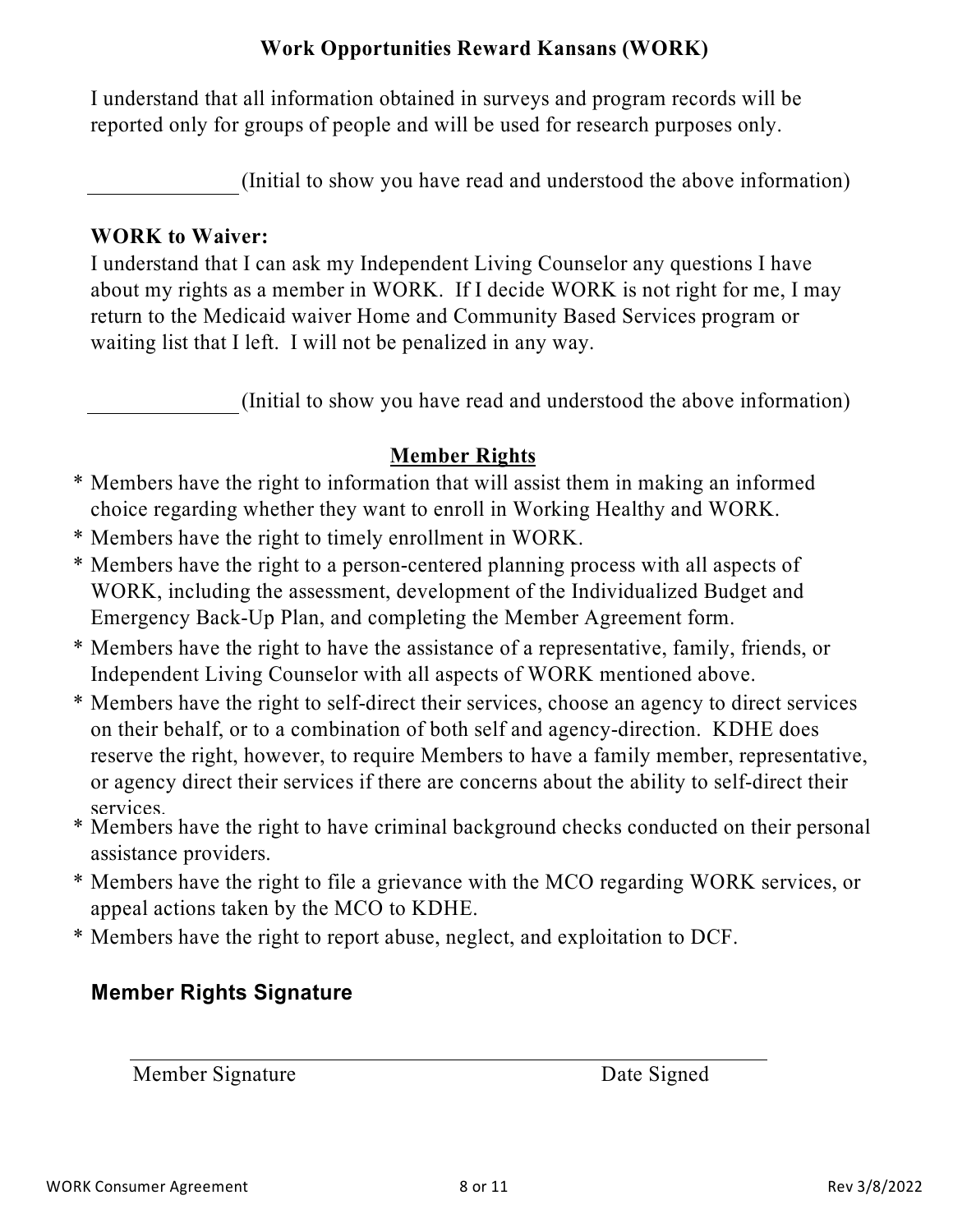**Work Opportunities Reward Kansans (WORK)**

I understand that all information obtained in surveys and program records will be reported only for groups of people and will be used for research purposes only.

_____________ (Initial to show you have read and understood the above information)

**WORK to Waiver:**

I understand that I can ask my Independent Living Counselor any questions I have about my rights as a member in WORK. If I decide WORK is not right for me, I may return to the Medicaid waiver Home and Community Based Services program or waiting list that I left. I will not be penalized in any way.

_____________ (Initial to show you have read and understood the above information)

## Member Rights

* Members have the right to information that will assist them in making an informed choice regarding whether they want to enroll in Working Healthy and WORK.
* Members have the right to timely enrollment in WORK.
* Members have the right to a person-centered planning process with all aspects of WORK, including the assessment, development of the Individualized Budget and Emergency Back-Up Plan, and completing the Member Agreement form.
* Members have the right to have the assistance of a representative, family, friends, or Independent Living Counselor with all aspects of WORK mentioned above.
* Members have the right to self-direct their services, choose an agency to direct services on their behalf, or to a combination of both self and agency-direction. KDHE does reserve the right, however, to require Members to have a family member, representative, or agency direct their services if there are concerns about the ability to self-direct their services.
* Members have the right to have criminal background checks conducted on their personal assistance providers.
* Members have the right to file a grievance with the MCO regarding WORK services, or appeal actions taken by the MCO to KDHE.
* Members have the right to report abuse, neglect, and exploitation to DCF.

### Member Rights Signature

_____________________________________________

Member Signature Date Signed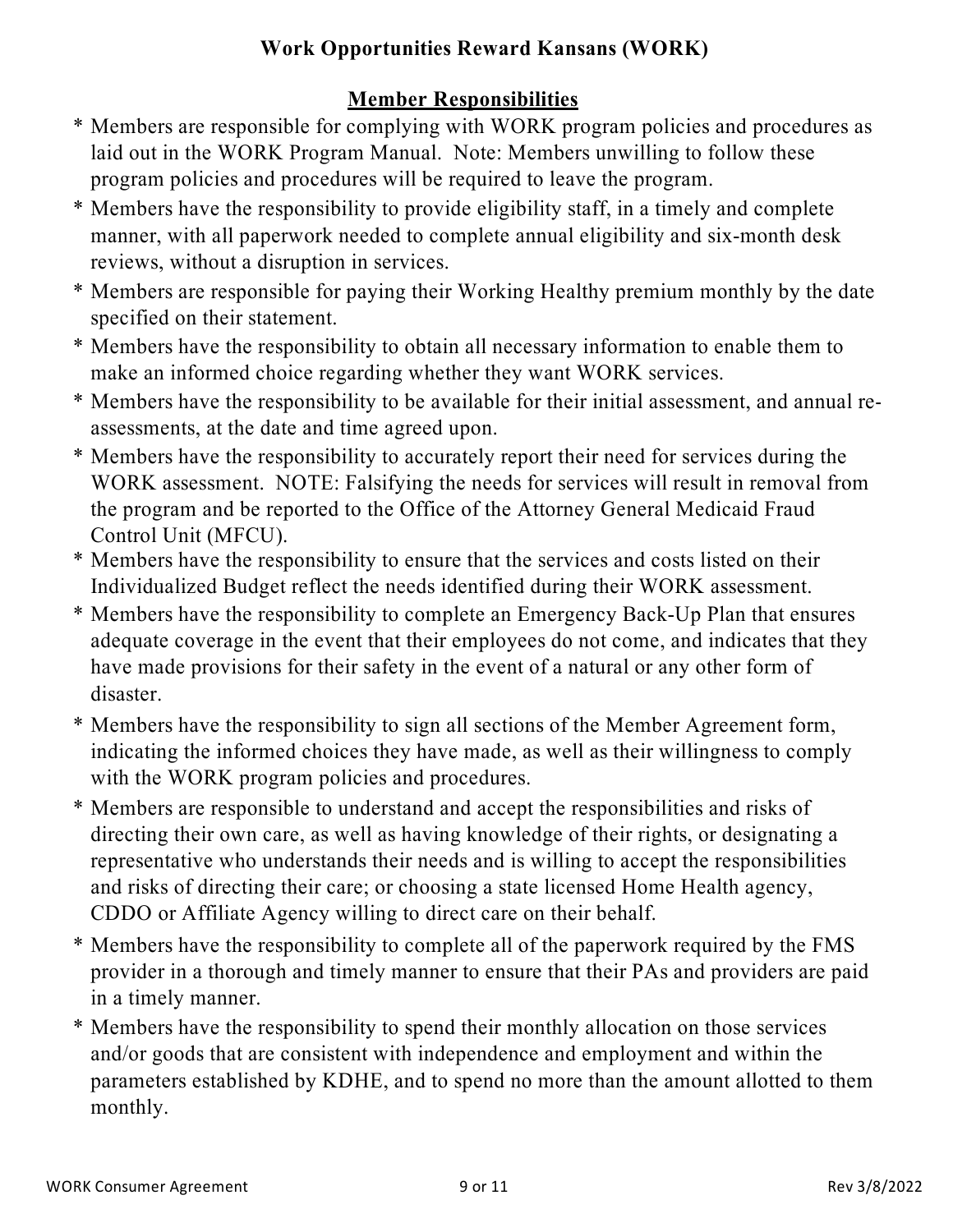**Work Opportunities Reward Kansans (WORK)**

## Member Responsibilities

* Members are responsible for complying with WORK program policies and procedures as laid out in the WORK Program Manual. Note: Members unwilling to follow these program policies and procedures will be required to leave the program.
* Members have the responsibility to provide eligibility staff, in a timely and complete manner, with all paperwork needed to complete annual eligibility and six-month desk reviews, without a disruption in services.
* Members are responsible for paying their Working Healthy premium monthly by the date specified on their statement.
* Members have the responsibility to obtain all necessary information to enable them to make an informed choice regarding whether they want WORK services.
* Members have the responsibility to be available for their initial assessment, and annual re-assessments, at the date and time agreed upon.
* Members have the responsibility to accurately report their need for services during the WORK assessment. NOTE: Falsifying the needs for services will result in removal from the program and be reported to the Office of the Attorney General Medicaid Fraud Control Unit (MFCU).
* Members have the responsibility to ensure that the services and costs listed on their Individualized Budget reflect the needs identified during their WORK assessment.
* Members have the responsibility to complete an Emergency Back-Up Plan that ensures adequate coverage in the event that their employees do not come, and indicates that they have made provisions for their safety in the event of a natural or any other form of disaster.
* Members have the responsibility to sign all sections of the Member Agreement form, indicating the informed choices they have made, as well as their willingness to comply with the WORK program policies and procedures.
* Members are responsible to understand and accept the responsibilities and risks of directing their own care, as well as having knowledge of their rights, or designating a representative who understands their needs and is willing to accept the responsibilities and risks of directing their care; or choosing a state licensed Home Health agency, CDDO or Affiliate Agency willing to direct care on their behalf.
* Members have the responsibility to complete all of the paperwork required by the FMS provider in a thorough and timely manner to ensure that their PAs and providers are paid in a timely manner.
* Members have the responsibility to spend their monthly allocation on those services and/or goods that are consistent with independence and employment and within the parameters established by KDHE, and to spend no more than the amount allotted to them monthly.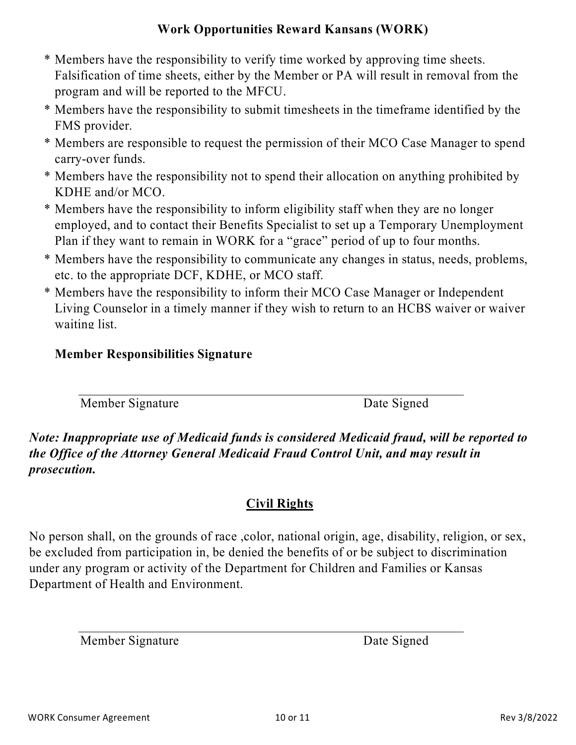* Members have the responsibility to verify time worked by approving time sheets. Falsification of time sheets, either by the Member or PA will result in removal from the program and will be reported to the MFCU.
* Members have the responsibility to submit timesheets in the timeframe identified by the FMS provider.
* Members are responsible to request the permission of their MCO Case Manager to spend carry-over funds.
* Members have the responsibility not to spend their allocation on anything prohibited by KDHE and/or MCO.
* Members have the responsibility to inform eligibility staff when they are no longer employed, and to contact their Benefits Specialist to set up a Temporary Unemployment Plan if they want to remain in WORK for a "grace" period of up to four months.
* Members have the responsibility to communicate any changes in status, needs, problems, etc. to the appropriate DCF, KDHE, or MCO staff.
* Members have the responsibility to inform their MCO Case Manager or Independent Living Counselor in a timely manner if they wish to return to an HCBS waiver or waiver waiting list.

**Member Responsibilities Signature**

\_\_\_\_\_\_\_\_\_\_\_\_\_\_\_\_\_\_\_\_\_\_\_\_\_\_\_\_\_\_\_\_\_\_\_\_\_\_\_\_\_\_\_\_\_\_\_\_
Member Signature Date Signed

***Note: Inappropriate use of Medicaid funds is considered Medicaid fraud, will be reported to the Office of the Attorney General Medicaid Fraud Control Unit, and may result in prosecution.***

## Civil Rights

No person shall, on the grounds of race ,color, national origin, age, disability, religion, or sex, be excluded from participation in, be denied the benefits of or be subject to discrimination under any program or activity of the Department for Children and Families or Kansas Department of Health and Environment.

\_\_\_\_\_\_\_\_\_\_\_\_\_\_\_\_\_\_\_\_\_\_\_\_\_\_\_\_\_\_\_\_\_\_\_\_\_\_\_\_\_\_\_\_\_\_\_\_
Member Signature Date Signed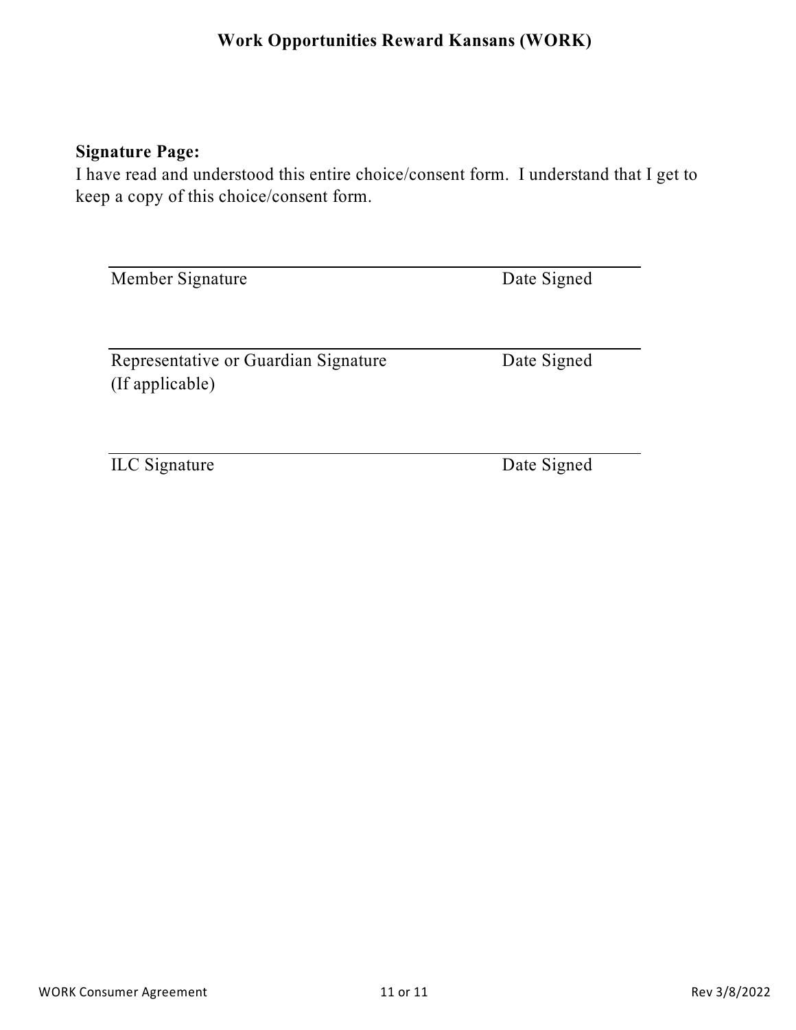**Signature Page:**
I have read and understood this entire choice/consent form. I understand that I get to keep a copy of this choice/consent form.

______________________________________________________________
Member Signature                                                                 Date Signed

______________________________________________________________
Representative or Guardian Signature                                  Date Signed
(If applicable)

______________________________________________________________
ILC Signature                                                                          Date Signed